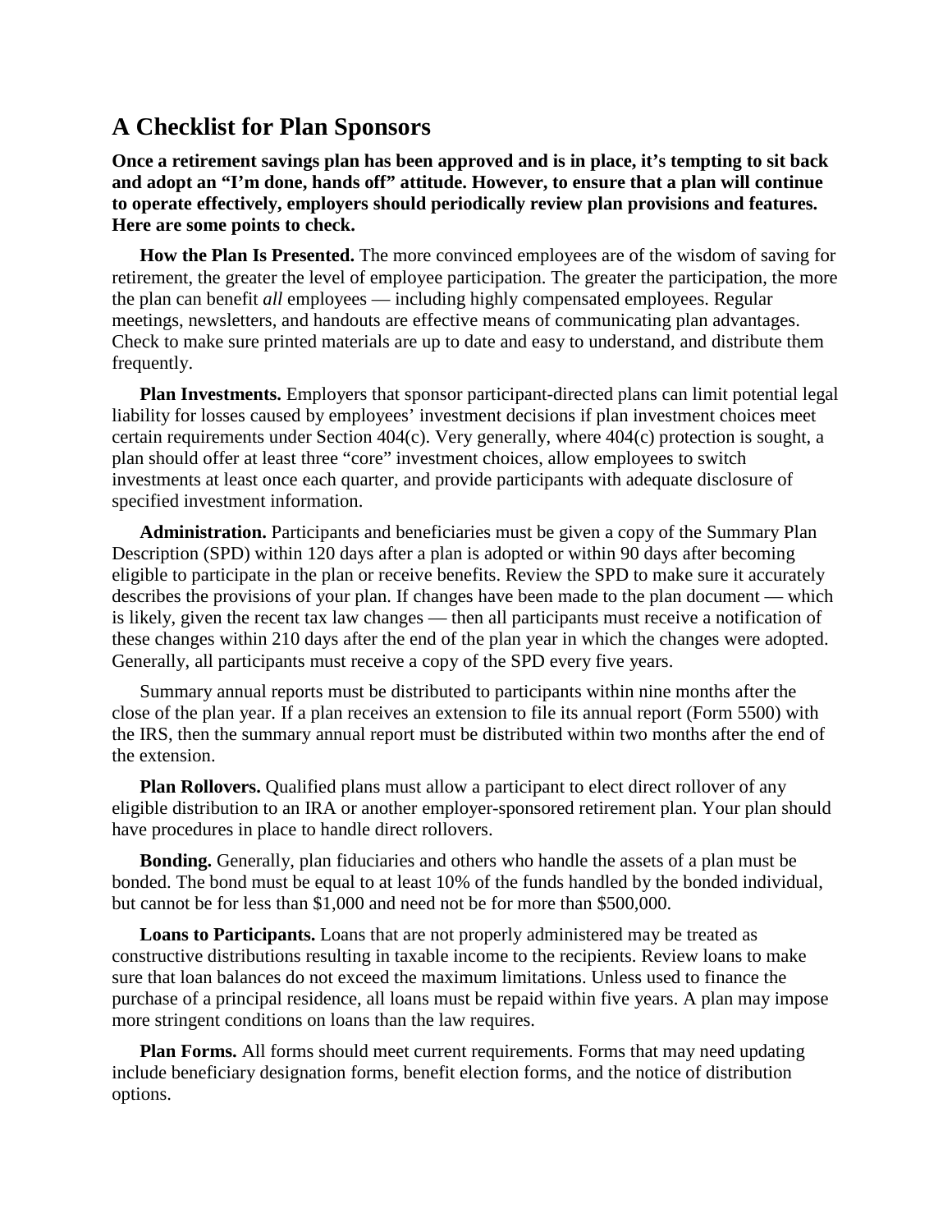## A Checklist for Plan Sponsors

**Once a retirement savings plan has been approved and is in place, it's tempting to sit back and adopt an "I'm done, hands off" attitude. However, to ensure that a plan will continue to operate effectively, employers should periodically review plan provisions and features. Here are some points to check.**

**How the Plan Is Presented.** The more convinced employees are of the wisdom of saving for retirement, the greater the level of employee participation. The greater the participation, the more the plan can benefit *all* employees — including highly compensated employees. Regular meetings, newsletters, and handouts are effective means of communicating plan advantages. Check to make sure printed materials are up to date and easy to understand, and distribute them frequently.

**Plan Investments.** Employers that sponsor participant-directed plans can limit potential legal liability for losses caused by employees' investment decisions if plan investment choices meet certain requirements under Section 404(c). Very generally, where 404(c) protection is sought, a plan should offer at least three "core" investment choices, allow employees to switch investments at least once each quarter, and provide participants with adequate disclosure of specified investment information.

**Administration.** Participants and beneficiaries must be given a copy of the Summary Plan Description (SPD) within 120 days after a plan is adopted or within 90 days after becoming eligible to participate in the plan or receive benefits. Review the SPD to make sure it accurately describes the provisions of your plan. If changes have been made to the plan document — which is likely, given the recent tax law changes — then all participants must receive a notification of these changes within 210 days after the end of the plan year in which the changes were adopted. Generally, all participants must receive a copy of the SPD every five years.

Summary annual reports must be distributed to participants within nine months after the close of the plan year. If a plan receives an extension to file its annual report (Form 5500) with the IRS, then the summary annual report must be distributed within two months after the end of the extension.

**Plan Rollovers.** Qualified plans must allow a participant to elect direct rollover of any eligible distribution to an IRA or another employer-sponsored retirement plan. Your plan should have procedures in place to handle direct rollovers.

**Bonding.** Generally, plan fiduciaries and others who handle the assets of a plan must be bonded. The bond must be equal to at least 10% of the funds handled by the bonded individual, but cannot be for less than $1,000 and need not be for more than $500,000.

**Loans to Participants.** Loans that are not properly administered may be treated as constructive distributions resulting in taxable income to the recipients. Review loans to make sure that loan balances do not exceed the maximum limitations. Unless used to finance the purchase of a principal residence, all loans must be repaid within five years. A plan may impose more stringent conditions on loans than the law requires.

**Plan Forms.** All forms should meet current requirements. Forms that may need updating include beneficiary designation forms, benefit election forms, and the notice of distribution options.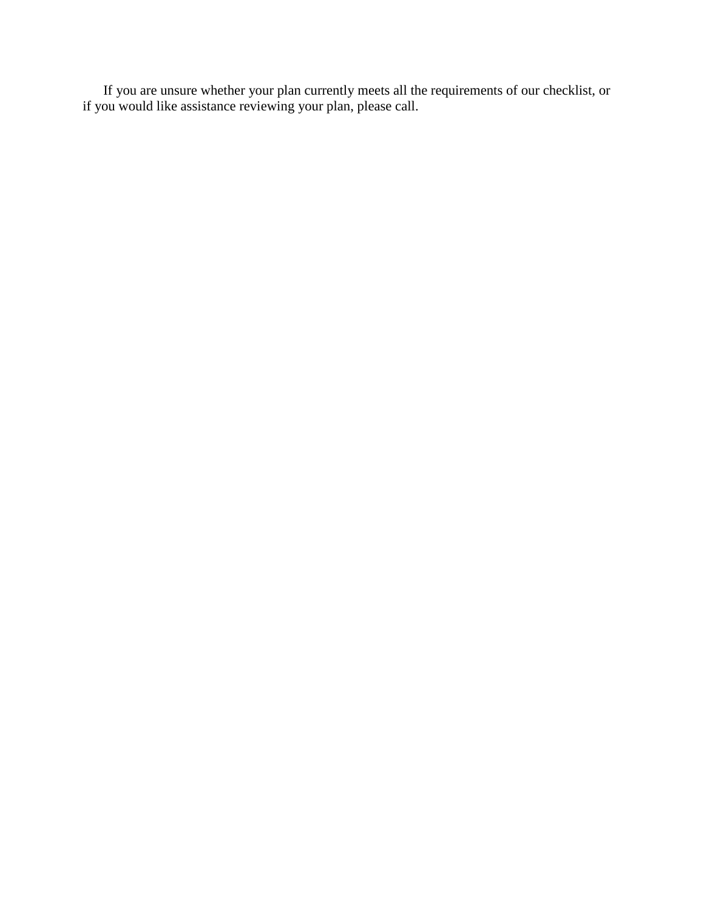If you are unsure whether your plan currently meets all the requirements of our checklist, or if you would like assistance reviewing your plan, please call.